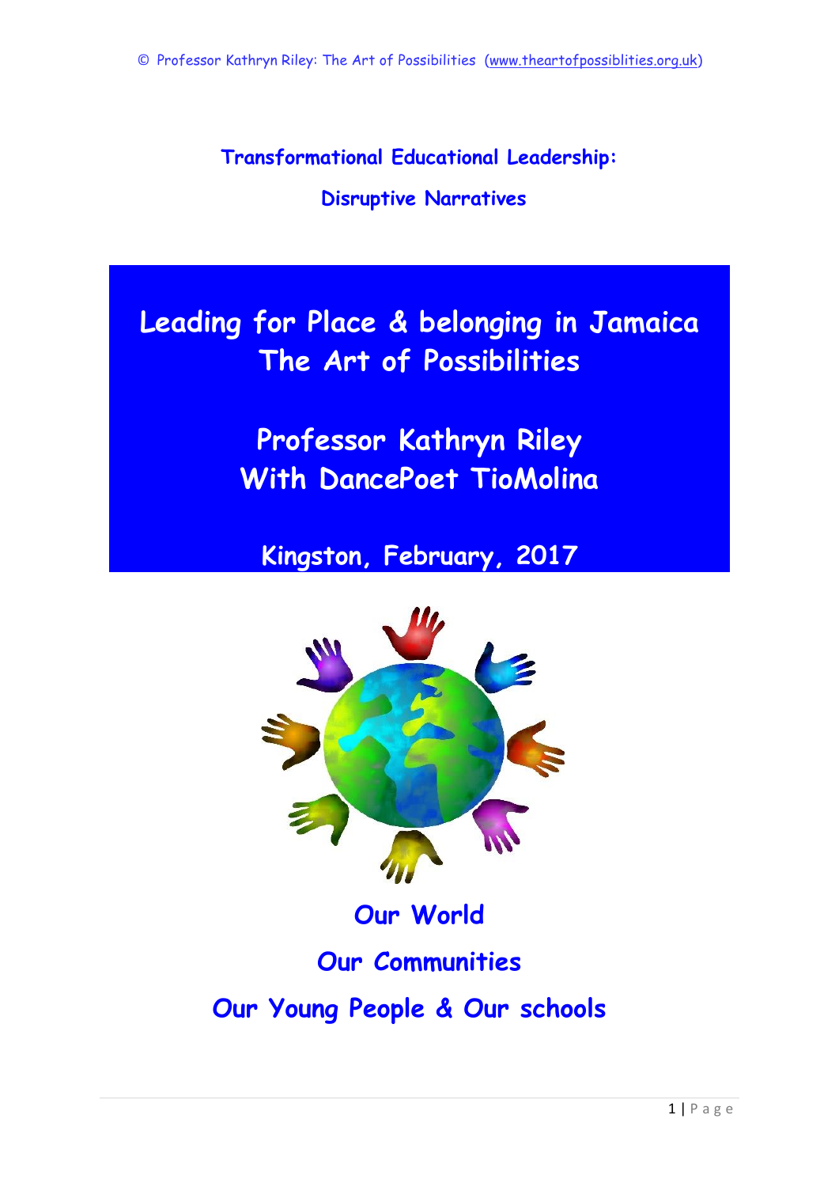**Transformational Educational Leadership:**

**Disruptive Narratives**

# Leading for Place & belonging in Jamaica
# The Art of Possibilities

## Professor Kathryn Riley
## With DancePoet TioMolina

## Kingston, February, 2017

**Our World**

**Our Communities**

**Our Young People & Our schools**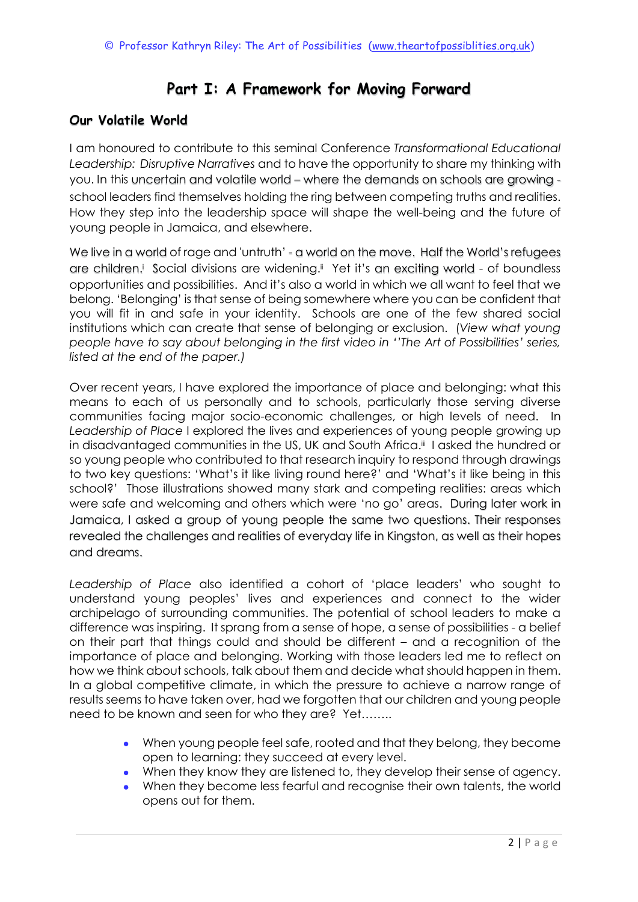# Part I: A Framework for Moving Forward

## Our Volatile World

I am honoured to contribute to this seminal Conference *Transformational Educational Leadership: Disruptive Narratives* and to have the opportunity to share my thinking with you. In this uncertain and volatile world – where the demands on schools are growing - school leaders find themselves holding the ring between competing truths and realities. How they step into the leadership space will shape the well-being and the future of young people in Jamaica, and elsewhere.

We live in a world of rage and 'untruth' - a world on the move. Half the World's refugees are children.[i] Social divisions are widening.[ii] Yet it's an exciting world - of boundless opportunities and possibilities. And it's also a world in which we all want to feel that we belong. 'Belonging' is that sense of being somewhere where you can be confident that you will fit in and safe in your identity. Schools are one of the few shared social institutions which can create that sense of belonging or exclusion. (*View what young people have to say about belonging in the first video in ''The Art of Possibilities' series, listed at the end of the paper.*)

Over recent years, I have explored the importance of place and belonging: what this means to each of us personally and to schools, particularly those serving diverse communities facing major socio-economic challenges, or high levels of need. In *Leadership of Place* I explored the lives and experiences of young people growing up in disadvantaged communities in the US, UK and South Africa.[iii] I asked the hundred or so young people who contributed to that research inquiry to respond through drawings to two key questions: 'What's it like living round here?' and 'What's it like being in this school?' Those illustrations showed many stark and competing realities: areas which were safe and welcoming and others which were 'no go' areas. During later work in Jamaica, I asked a group of young people the same two questions. Their responses revealed the challenges and realities of everyday life in Kingston, as well as their hopes and dreams.

*Leadership of Place* also identified a cohort of 'place leaders' who sought to understand young peoples' lives and experiences and connect to the wider archipelago of surrounding communities. The potential of school leaders to make a difference was inspiring. It sprang from a sense of hope, a sense of possibilities - a belief on their part that things could and should be different – and a recognition of the importance of place and belonging. Working with those leaders led me to reflect on how we think about schools, talk about them and decide what should happen in them. In a global competitive climate, in which the pressure to achieve a narrow range of results seems to have taken over, had we forgotten that our children and young people need to be known and seen for who they are? Yet……..

- When young people feel safe, rooted and that they belong, they become open to learning: they succeed at every level.
- When they know they are listened to, they develop their sense of agency.
- When they become less fearful and recognise their own talents, the world opens out for them.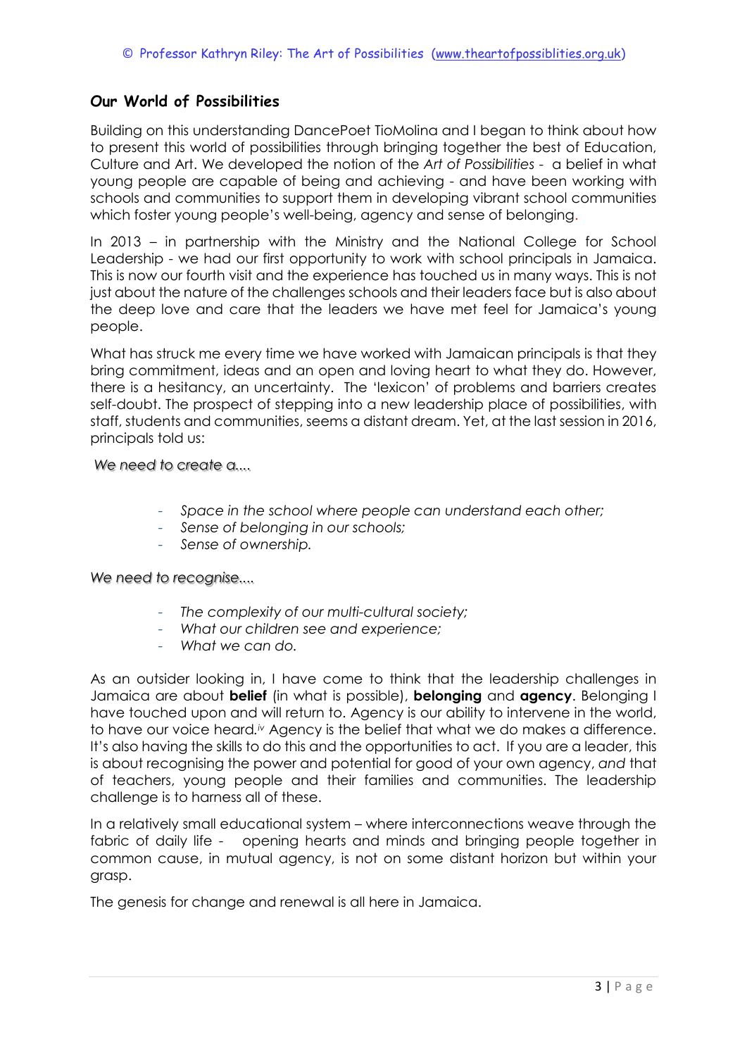## Our World of Possibilities

Building on this understanding DancePoet TioMolina and I began to think about how to present this world of possibilities through bringing together the best of Education, Culture and Art. We developed the notion of the *Art of Possibilities* - a belief in what young people are capable of being and achieving - and have been working with schools and communities to support them in developing vibrant school communities which foster young people's well-being, agency and sense of belonging.

In 2013 – in partnership with the Ministry and the National College for School Leadership - we had our first opportunity to work with school principals in Jamaica. This is now our fourth visit and the experience has touched us in many ways. This is not just about the nature of the challenges schools and their leaders face but is also about the deep love and care that the leaders we have met feel for Jamaica's young people.

What has struck me every time we have worked with Jamaican principals is that they bring commitment, ideas and an open and loving heart to what they do. However, there is a hesitancy, an uncertainty. The 'lexicon' of problems and barriers creates self-doubt. The prospect of stepping into a new leadership place of possibilities, with staff, students and communities, seems a distant dream. Yet, at the last session in 2016, principals told us:

*We need to create a....*

- *Space in the school where people can understand each other;*
- *Sense of belonging in our schools;*
- *Sense of ownership.*

*We need to recognise....*

- *The complexity of our multi-cultural society;*
- *What our children see and experience;*
- *What we can do.*

As an outsider looking in, I have come to think that the leadership challenges in Jamaica are about **belief** (in what is possible), **belonging** and **agency**. Belonging I have touched upon and will return to. Agency is our ability to intervene in the world, to have our voice heard.[iv] Agency is the belief that what we do makes a difference. It's also having the skills to do this and the opportunities to act. If you are a leader, this is about recognising the power and potential for good of your own agency, *and* that of teachers, young people and their families and communities. The leadership challenge is to harness all of these.

In a relatively small educational system – where interconnections weave through the fabric of daily life - opening hearts and minds and bringing people together in common cause, in mutual agency, is not on some distant horizon but within your grasp.

The genesis for change and renewal is all here in Jamaica.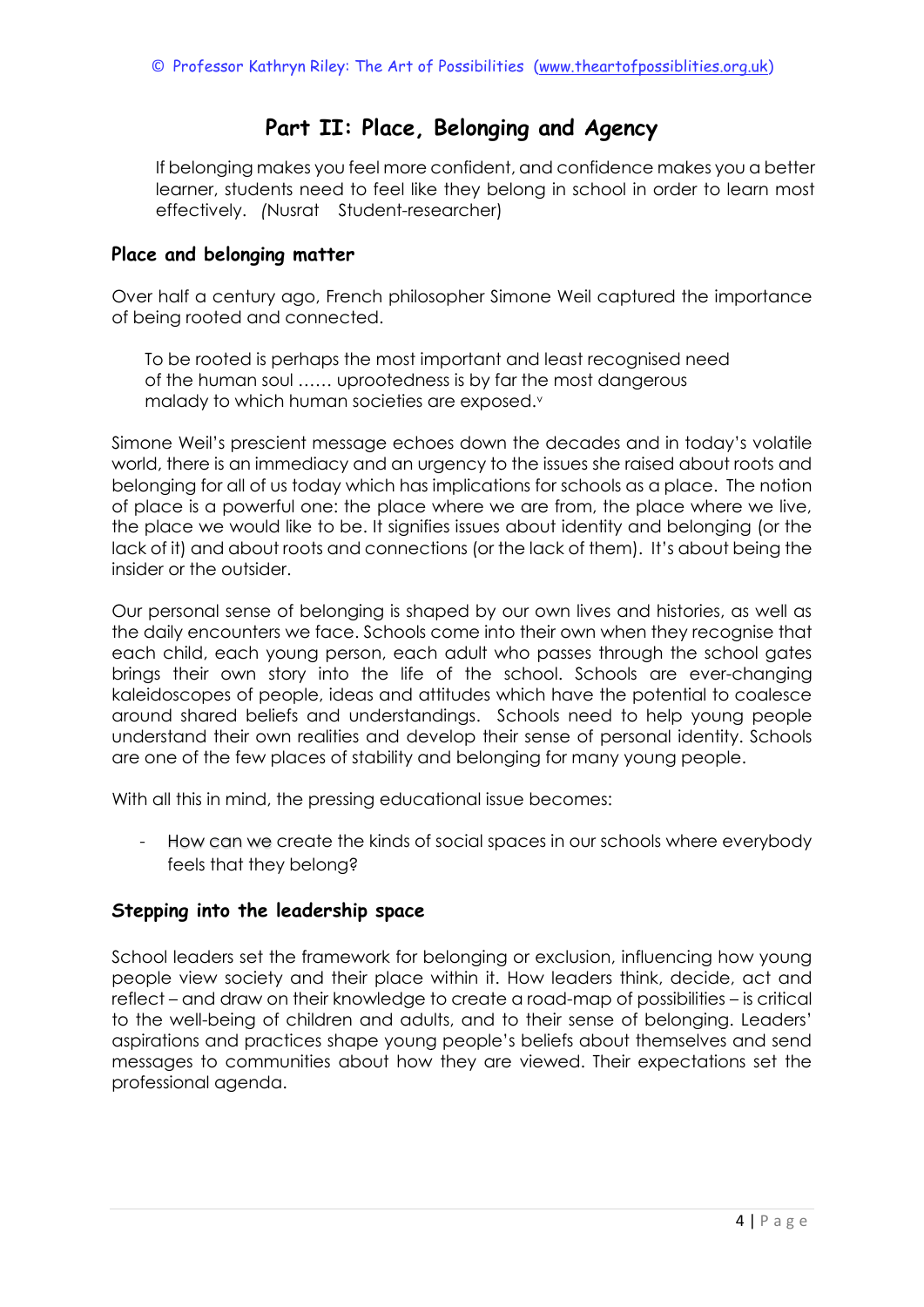## Part II: Place, Belonging and Agency

> If belonging makes you feel more confident, and confidence makes you a better learner, students need to feel like they belong in school in order to learn most effectively. *(*Nusrat Student-researcher)

### Place and belonging matter

Over half a century ago, French philosopher Simone Weil captured the importance of being rooted and connected.

> To be rooted is perhaps the most important and least recognised need of the human soul …… uprootedness is by far the most dangerous malady to which human societies are exposed.[v]

Simone Weil's prescient message echoes down the decades and in today's volatile world, there is an immediacy and an urgency to the issues she raised about roots and belonging for all of us today which has implications for schools as a place. The notion of place is a powerful one: the place where we are from, the place where we live, the place we would like to be. It signifies issues about identity and belonging (or the lack of it) and about roots and connections (or the lack of them). It's about being the insider or the outsider.

Our personal sense of belonging is shaped by our own lives and histories, as well as the daily encounters we face. Schools come into their own when they recognise that each child, each young person, each adult who passes through the school gates brings their own story into the life of the school. Schools are ever-changing kaleidoscopes of people, ideas and attitudes which have the potential to coalesce around shared beliefs and understandings. Schools need to help young people understand their own realities and develop their sense of personal identity. Schools are one of the few places of stability and belonging for many young people.

With all this in mind, the pressing educational issue becomes:

- How can we create the kinds of social spaces in our schools where everybody feels that they belong?

### Stepping into the leadership space

School leaders set the framework for belonging or exclusion, influencing how young people view society and their place within it. How leaders think, decide, act and reflect – and draw on their knowledge to create a road-map of possibilities – is critical to the well-being of children and adults, and to their sense of belonging. Leaders' aspirations and practices shape young people's beliefs about themselves and send messages to communities about how they are viewed. Their expectations set the professional agenda.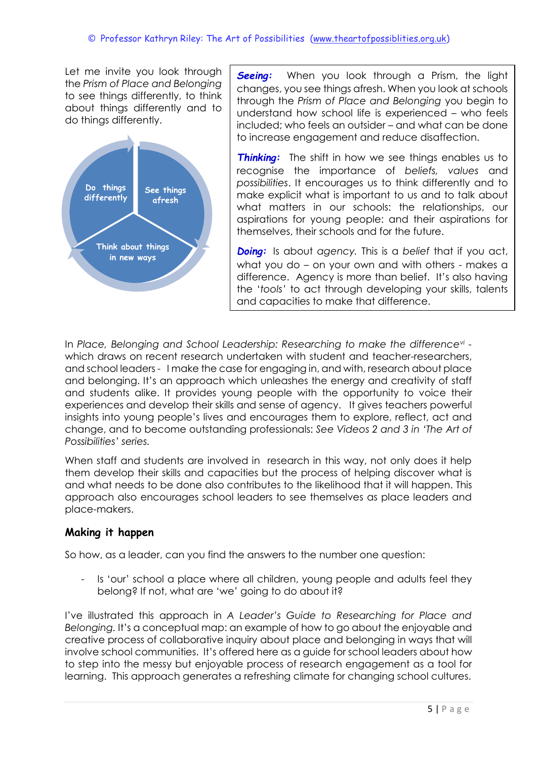Let me invite you look through the *Prism of Place and Belonging* to see things differently, to think about things differently and to do things differently.

Do things differently

See things afresh

Think about things in new ways

***Seeing:*** When you look through a Prism, the light changes, you see things afresh. When you look at schools through the *Prism of Place and Belonging* you begin to understand how school life is experienced – who feels included; who feels an outsider – and what can be done to increase engagement and reduce disaffection.

***Thinking:*** The shift in how we see things enables us to recognise the importance of *beliefs, values* and *possibilities*. It encourages us to think differently and to make explicit what is important to us and to talk about what matters in our schools: the relationships, our aspirations for young people: and their aspirations for themselves, their schools and for the future.

***Doing:*** Is about *agency.* This is a *belief* that if you act, what you do – on your own and with others - makes a difference. Agency is more than belief. It's also having the '*tools*' to act through developing your skills, talents and capacities to make that difference.

In *Place, Belonging and School Leadership: Researching to make the difference*[vi] - which draws on recent research undertaken with student and teacher-researchers, and school leaders - I make the case for engaging in, and with, research about place and belonging. It's an approach which unleashes the energy and creativity of staff and students alike. It provides young people with the opportunity to voice their experiences and develop their skills and sense of agency. It gives teachers powerful insights into young people's lives and encourages them to explore, reflect, act and change, and to become outstanding professionals: *See Videos 2 and 3 in 'The Art of Possibilities' series.*

When staff and students are involved in research in this way, not only does it help them develop their skills and capacities but the process of helping discover what is and what needs to be done also contributes to the likelihood that it will happen. This approach also encourages school leaders to see themselves as place leaders and place-makers.

## Making it happen

So how, as a leader, can you find the answers to the number one question:

- Is 'our' school a place where all children, young people and adults feel they belong? If not, what are 'we' going to do about it?

I've illustrated this approach in *A Leader's Guide to Researching for Place and Belonging.* It's a conceptual map: an example of how to go about the enjoyable and creative process of collaborative inquiry about place and belonging in ways that will involve school communities. It's offered here as a guide for school leaders about how to step into the messy but enjoyable process of research engagement as a tool for learning. This approach generates a refreshing climate for changing school cultures.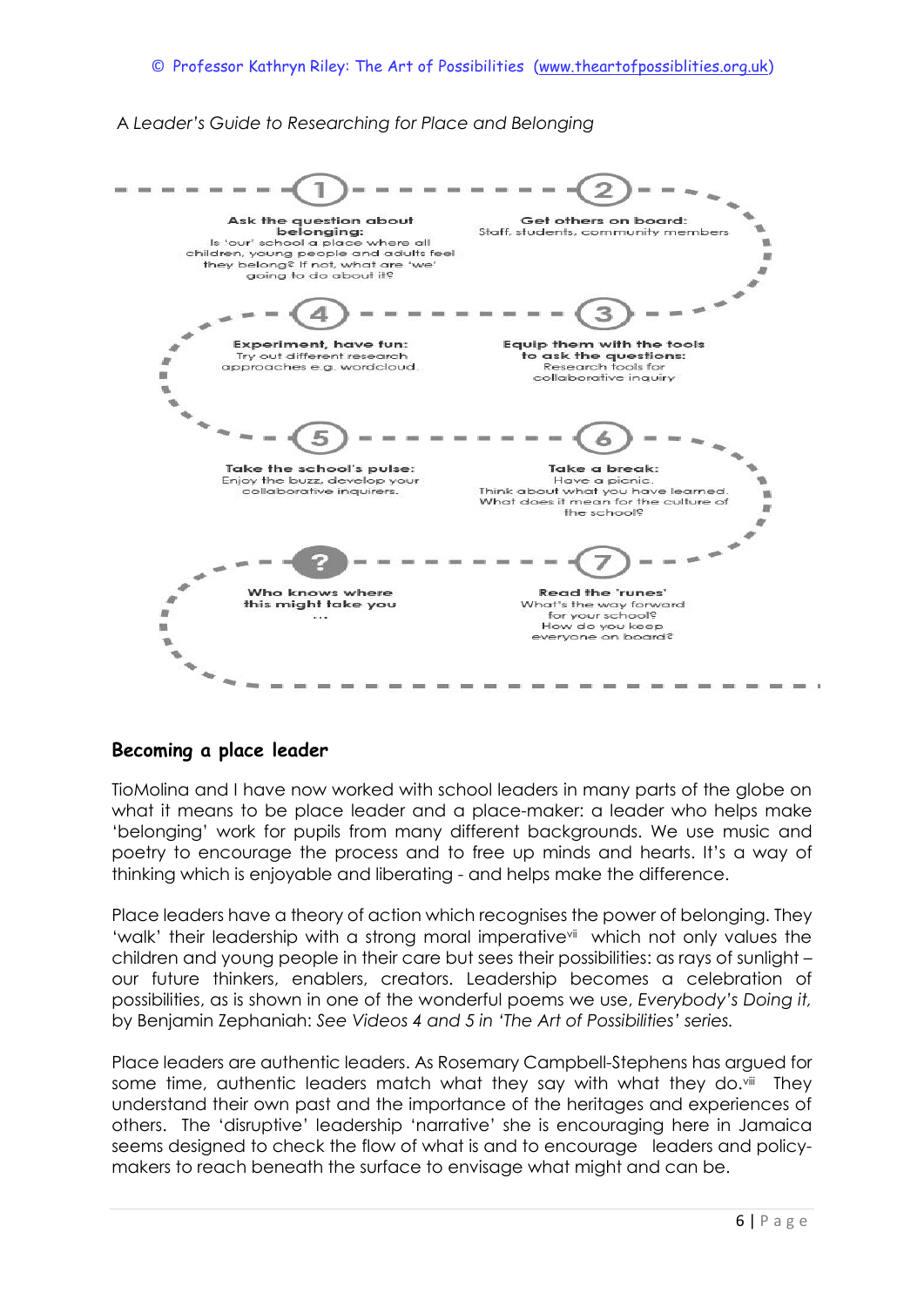*A Leader's Guide to Researching for Place and Belonging*

1. **Ask the question about belonging:** Is 'our' school a place where all children, young people and adults feel they belong? If not, what are 'we' going to do about it?
2. **Get others on board:** Staff, students, community members
3. **Equip them with the tools to ask the questions:** Research tools for collaborative inquiry
4. **Experiment, have fun:** Try out different research approaches e.g. wordcloud.
5. **Take the school's pulse:** Enjoy the buzz, develop your collaborative inquirers.
6. **Take a break:** Have a picnic. Think about what you have learned. What does it mean for the culture of the school?
7. **Read the 'runes'** What's the way forward for your school? How do you keep everyone on board?

?. **Who knows where this might take you** …

## Becoming a place leader

TioMolina and I have now worked with school leaders in many parts of the globe on what it means to be place leader and a place-maker: a leader who helps make 'belonging' work for pupils from many different backgrounds. We use music and poetry to encourage the process and to free up minds and hearts. It's a way of thinking which is enjoyable and liberating - and helps make the difference.

Place leaders have a theory of action which recognises the power of belonging. They 'walk' their leadership with a strong moral imperative[vii] which not only values the children and young people in their care but sees their possibilities: as rays of sunlight – our future thinkers, enablers, creators. Leadership becomes a celebration of possibilities, as is shown in one of the wonderful poems we use, *Everybody's Doing it,* by Benjamin Zephaniah: *See Videos 4 and 5 in 'The Art of Possibilities' series.*

Place leaders are authentic leaders. As Rosemary Campbell-Stephens has argued for some time, authentic leaders match what they say with what they do.[viii] They understand their own past and the importance of the heritages and experiences of others. The 'disruptive' leadership 'narrative' she is encouraging here in Jamaica seems designed to check the flow of what is and to encourage leaders and policy-makers to reach beneath the surface to envisage what might and can be.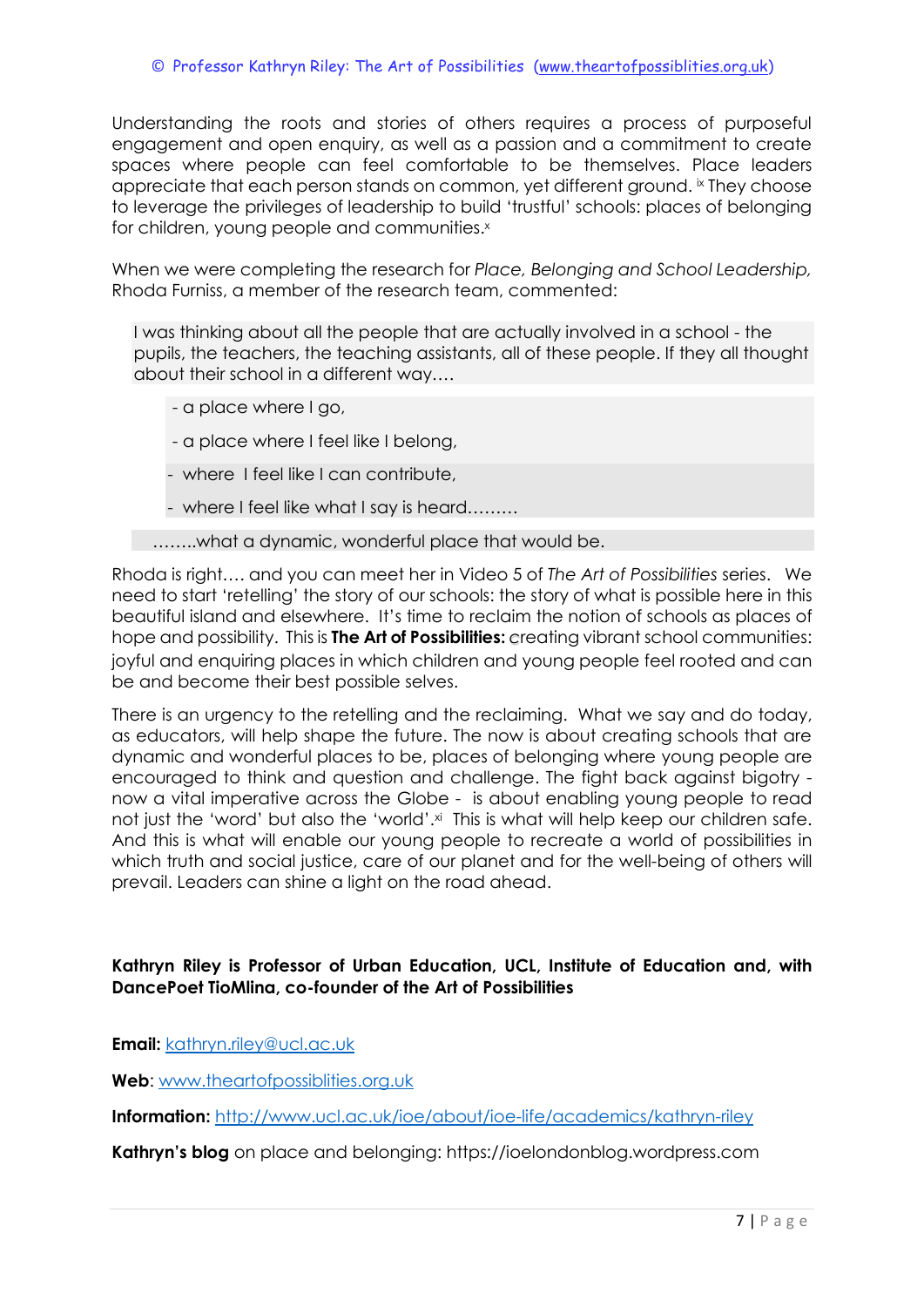Understanding the roots and stories of others requires a process of purposeful engagement and open enquiry, as well as a passion and a commitment to create spaces where people can feel comfortable to be themselves. Place leaders appreciate that each person stands on common, yet different ground. [ix] They choose to leverage the privileges of leadership to build 'trustful' schools: places of belonging for children, young people and communities.[x]

When we were completing the research for *Place, Belonging and School Leadership,* Rhoda Furniss, a member of the research team, commented:

> I was thinking about all the people that are actually involved in a school - the pupils, the teachers, the teaching assistants, all of these people. If they all thought about their school in a different way….
>
> - a place where I go,
> - a place where I feel like I belong,
> - where I feel like I can contribute,
> - where I feel like what I say is heard………
>
> ……..what a dynamic, wonderful place that would be.

Rhoda is right…. and you can meet her in Video 5 of *The Art of Possibilities* series. We need to start 'retelling' the story of our schools: the story of what is possible here in this beautiful island and elsewhere. It's time to reclaim the notion of schools as places of hope and possibility. This is **The Art of Possibilities:** creating vibrant school communities: joyful and enquiring places in which children and young people feel rooted and can be and become their best possible selves.

There is an urgency to the retelling and the reclaiming. What we say and do today, as educators, will help shape the future. The now is about creating schools that are dynamic and wonderful places to be, places of belonging where young people are encouraged to think and question and challenge. The fight back against bigotry - now a vital imperative across the Globe - is about enabling young people to read not just the 'word' but also the 'world'.[xi] This is what will help keep our children safe. And this is what will enable our young people to recreate a world of possibilities in which truth and social justice, care of our planet and for the well-being of others will prevail. Leaders can shine a light on the road ahead.

**Kathryn Riley is Professor of Urban Education, UCL, Institute of Education and, with DancePoet TioMlina, co-founder of the Art of Possibilities**

**Email:** kathryn.riley@ucl.ac.uk

**Web**: www.theartofpossiblities.org.uk

**Information:** http://www.ucl.ac.uk/ioe/about/ioe-life/academics/kathryn-riley

**Kathryn's blog** on place and belonging: https://ioelondonblog.wordpress.com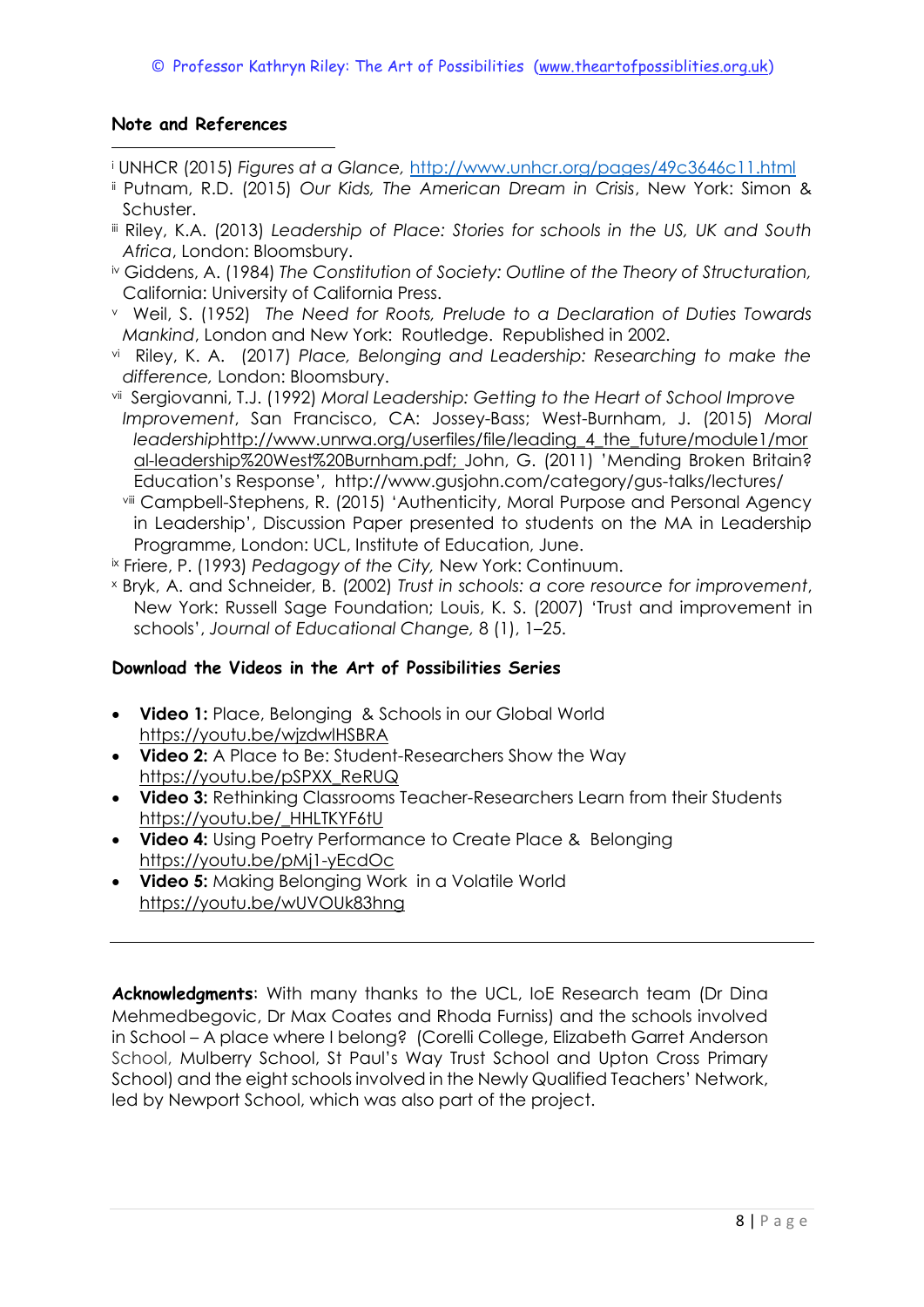## Note and References

[i] UNHCR (2015) *Figures at a Glance,* http://www.unhcr.org/pages/49c3646c11.html

[ii] Putnam, R.D. (2015) *Our Kids, The American Dream in Crisis*, New York: Simon & Schuster.

[iii] Riley, K.A. (2013) *Leadership of Place: Stories for schools in the US, UK and South Africa*, London: Bloomsbury.

[iv] Giddens, A. (1984) *The Constitution of Society: Outline of the Theory of Structuration,* California: University of California Press.

[v] Weil, S. (1952) *The Need for Roots, Prelude to a Declaration of Duties Towards Mankind*, London and New York: Routledge. Republished in 2002.

[vi] Riley, K. A. (2017) *Place, Belonging and Leadership: Researching to make the difference,* London: Bloomsbury.

[vii] Sergiovanni, T.J. (1992) *Moral Leadership: Getting to the Heart of School Improve Improvement*, San Francisco, CA: Jossey-Bass; West-Burnham, J. (2015) *Moral leadership*http://www.unrwa.org/userfiles/file/leading_4_the_future/module1/moral-leadership%20West%20Burnham.pdf; John, G. (2011) 'Mending Broken Britain? Education's Response', http://www.gusjohn.com/category/gus-talks/lectures/

[viii] Campbell-Stephens, R. (2015) 'Authenticity, Moral Purpose and Personal Agency in Leadership', Discussion Paper presented to students on the MA in Leadership Programme, London: UCL, Institute of Education, June.

[ix] Friere, P. (1993) *Pedagogy of the City,* New York: Continuum.

[x] Bryk, A. and Schneider, B. (2002) *Trust in schools: a core resource for improvement*, New York: Russell Sage Foundation; Louis, K. S. (2007) 'Trust and improvement in schools', *Journal of Educational Change,* 8 (1), 1–25.

## Download the Videos in the Art of Possibilities Series

- **Video 1:** Place, Belonging & Schools in our Global World https://youtu.be/wjzdwlHSBRA
- **Video 2:** A Place to Be: Student-Researchers Show the Way https://youtu.be/pSPXX_ReRUQ
- **Video 3:** Rethinking Classrooms Teacher-Researchers Learn from their Students https://youtu.be/_HHLTKYF6tU
- **Video 4:** Using Poetry Performance to Create Place & Belonging https://youtu.be/pMj1-yEcdOc
- **Video 5:** Making Belonging Work in a Volatile World https://youtu.be/wUVOUk83hng

---

**Acknowledgments**: With many thanks to the UCL, IoE Research team (Dr Dina Mehmedbegovic, Dr Max Coates and Rhoda Furniss) and the schools involved in School – A place where I belong? (Corelli College, Elizabeth Garret Anderson School, Mulberry School, St Paul's Way Trust School and Upton Cross Primary School) and the eight schools involved in the Newly Qualified Teachers' Network, led by Newport School, which was also part of the project.